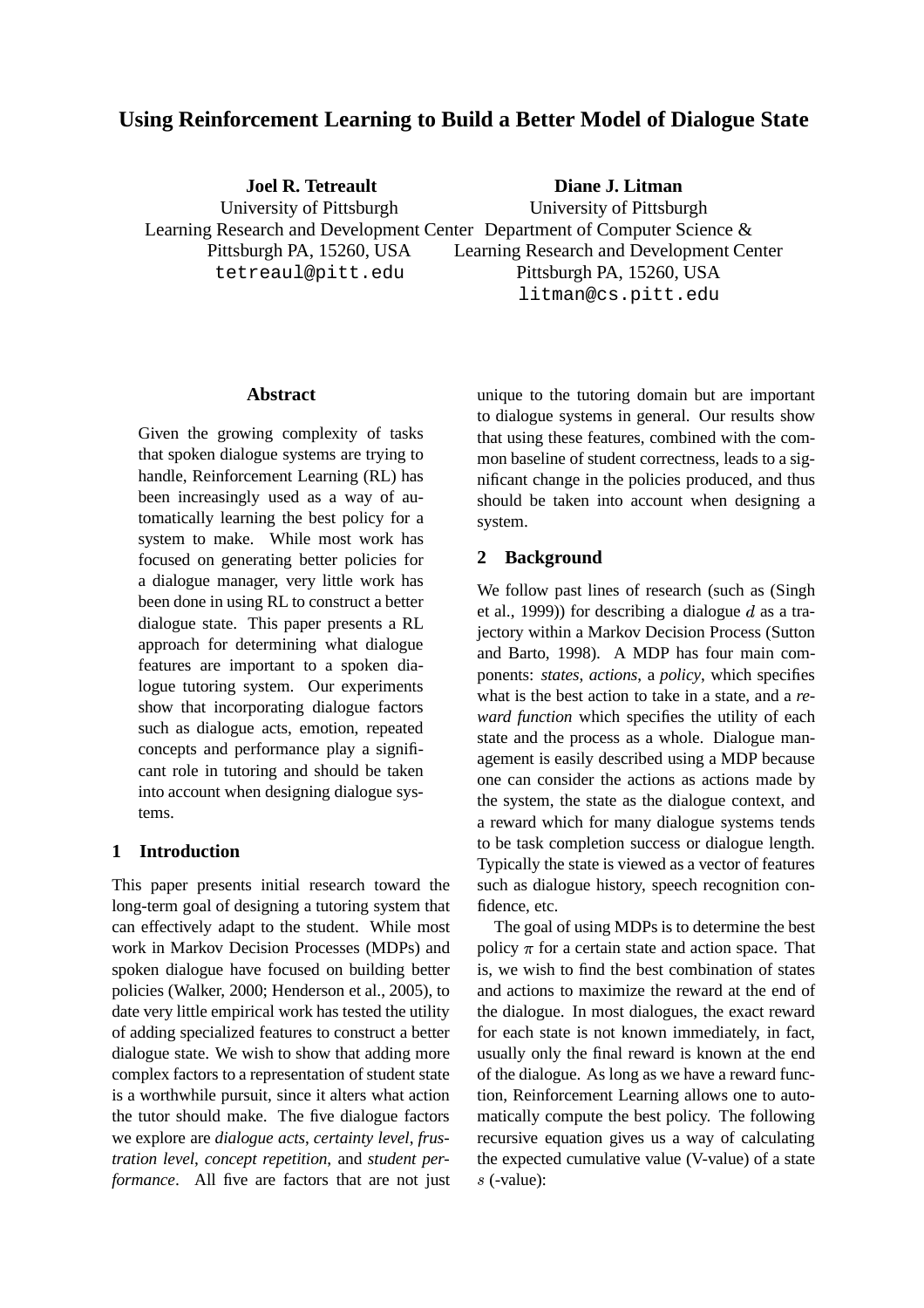# Using Reinforcement Learning to Build a Better Model of Dialogue State

**Joel R. Tetreault**
University of Pittsburgh
Learning Research and Development Center
Pittsburgh PA, 15260, USA
tetreaul@pitt.edu

**Diane J. Litman**
University of Pittsburgh
Department of Computer Science &
Learning Research and Development Center
Pittsburgh PA, 15260, USA
litman@cs.pitt.edu

## Abstract

Given the growing complexity of tasks that spoken dialogue systems are trying to handle, Reinforcement Learning (RL) has been increasingly used as a way of automatically learning the best policy for a system to make. While most work has focused on generating better policies for a dialogue manager, very little work has been done in using RL to construct a better dialogue state. This paper presents a RL approach for determining what dialogue features are important to a spoken dialogue tutoring system. Our experiments show that incorporating dialogue factors such as dialogue acts, emotion, repeated concepts and performance play a significant role in tutoring and should be taken into account when designing dialogue systems.

## 1 Introduction

This paper presents initial research toward the long-term goal of designing a tutoring system that can effectively adapt to the student. While most work in Markov Decision Processes (MDPs) and spoken dialogue have focused on building better policies (Walker, 2000; Henderson et al., 2005), to date very little empirical work has tested the utility of adding specialized features to construct a better dialogue state. We wish to show that adding more complex factors to a representation of student state is a worthwhile pursuit, since it alters what action the tutor should make. The five dialogue factors we explore are *dialogue acts*, *certainty level*, *frustration level*, *concept repetition*, and *student performance*. All five are factors that are not just unique to the tutoring domain but are important to dialogue systems in general. Our results show that using these features, combined with the common baseline of student correctness, leads to a significant change in the policies produced, and thus should be taken into account when designing a system.

## 2 Background

We follow past lines of research (such as (Singh et al., 1999)) for describing a dialogue $d$ as a trajectory within a Markov Decision Process (Sutton and Barto, 1998). A MDP has four main components: *states*, *actions*, a *policy*, which specifies what is the best action to take in a state, and a *reward function* which specifies the utility of each state and the process as a whole. Dialogue management is easily described using a MDP because one can consider the actions as actions made by the system, the state as the dialogue context, and a reward which for many dialogue systems tends to be task completion success or dialogue length. Typically the state is viewed as a vector of features such as dialogue history, speech recognition confidence, etc.

The goal of using MDPs is to determine the best policy $\pi$ for a certain state and action space. That is, we wish to find the best combination of states and actions to maximize the reward at the end of the dialogue. In most dialogues, the exact reward for each state is not known immediately, in fact, usually only the final reward is known at the end of the dialogue. As long as we have a reward function, Reinforcement Learning allows one to automatically compute the best policy. The following recursive equation gives us a way of calculating the expected cumulative value (V-value) of a state $s$ (-value):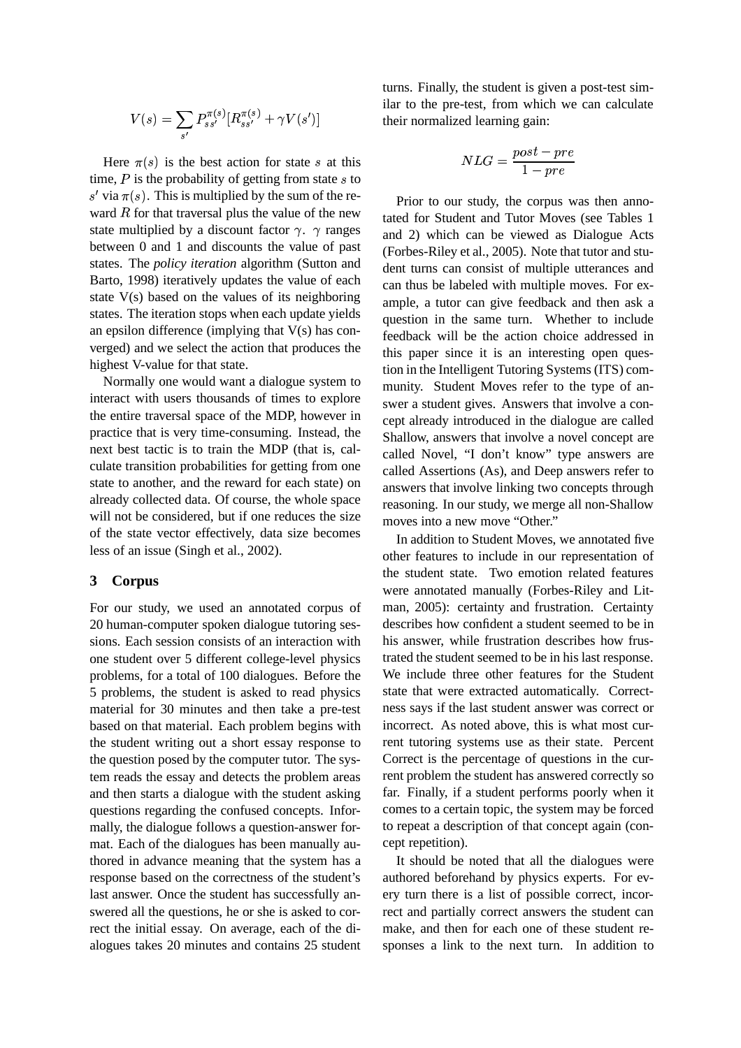$$V(s) = \sum_{s'} P_{ss'}^{\pi(s)}[R_{ss'}^{\pi(s)} + \gamma V(s')]$$

Here $\pi(s)$ is the best action for state $s$ at this time, $P$ is the probability of getting from state $s$ to $s'$ via $\pi(s)$. This is multiplied by the sum of the reward $R$ for that traversal plus the value of the new state multiplied by a discount factor $\gamma$. $\gamma$ ranges between 0 and 1 and discounts the value of past states. The *policy iteration* algorithm (Sutton and Barto, 1998) iteratively updates the value of each state V(s) based on the values of its neighboring states. The iteration stops when each update yields an epsilon difference (implying that V(s) has converged) and we select the action that produces the highest V-value for that state.

Normally one would want a dialogue system to interact with users thousands of times to explore the entire traversal space of the MDP, however in practice that is very time-consuming. Instead, the next best tactic is to train the MDP (that is, calculate transition probabilities for getting from one state to another, and the reward for each state) on already collected data. Of course, the whole space will not be considered, but if one reduces the size of the state vector effectively, data size becomes less of an issue (Singh et al., 2002).

## 3 Corpus

For our study, we used an annotated corpus of 20 human-computer spoken dialogue tutoring sessions. Each session consists of an interaction with one student over 5 different college-level physics problems, for a total of 100 dialogues. Before the 5 problems, the student is asked to read physics material for 30 minutes and then take a pre-test based on that material. Each problem begins with the student writing out a short essay response to the question posed by the computer tutor. The system reads the essay and detects the problem areas and then starts a dialogue with the student asking questions regarding the confused concepts. Informally, the dialogue follows a question-answer format. Each of the dialogues has been manually authored in advance meaning that the system has a response based on the correctness of the student's last answer. Once the student has successfully answered all the questions, he or she is asked to correct the initial essay. On average, each of the dialogues takes 20 minutes and contains 25 student turns. Finally, the student is given a post-test similar to the pre-test, from which we can calculate their normalized learning gain:

$$NLG = \frac{post - pre}{1 - pre}$$

Prior to our study, the corpus was then annotated for Student and Tutor Moves (see Tables 1 and 2) which can be viewed as Dialogue Acts (Forbes-Riley et al., 2005). Note that tutor and student turns can consist of multiple utterances and can thus be labeled with multiple moves. For example, a tutor can give feedback and then ask a question in the same turn. Whether to include feedback will be the action choice addressed in this paper since it is an interesting open question in the Intelligent Tutoring Systems (ITS) community. Student Moves refer to the type of answer a student gives. Answers that involve a concept already introduced in the dialogue are called Shallow, answers that involve a novel concept are called Novel, "I don't know" type answers are called Assertions (As), and Deep answers refer to answers that involve linking two concepts through reasoning. In our study, we merge all non-Shallow moves into a new move "Other."

In addition to Student Moves, we annotated five other features to include in our representation of the student state. Two emotion related features were annotated manually (Forbes-Riley and Litman, 2005): certainty and frustration. Certainty describes how confident a student seemed to be in his answer, while frustration describes how frustrated the student seemed to be in his last response. We include three other features for the Student state that were extracted automatically. Correctness says if the last student answer was correct or incorrect. As noted above, this is what most current tutoring systems use as their state. Percent Correct is the percentage of questions in the current problem the student has answered correctly so far. Finally, if a student performs poorly when it comes to a certain topic, the system may be forced to repeat a description of that concept again (concept repetition).

It should be noted that all the dialogues were authored beforehand by physics experts. For every turn there is a list of possible correct, incorrect and partially correct answers the student can make, and then for each one of these student responses a link to the next turn. In addition to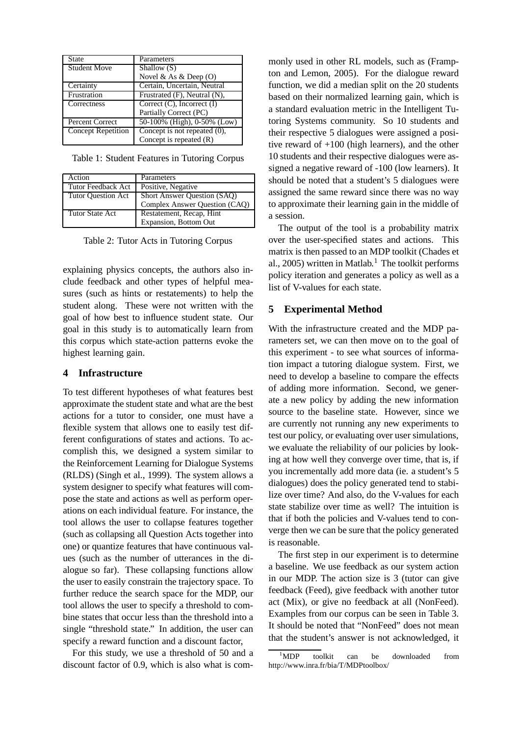| State | Parameters |
|---|---|
| Student Move | Shallow (S) |
| | Novel & As & Deep (O) |
| Certainty | Certain, Uncertain, Neutral |
| Frustration | Frustrated (F), Neutral (N), |
| Correctness | Correct (C), Incorrect (I) |
| | Partially Correct (PC) |
| Percent Correct | 50-100% (High), 0-50% (Low) |
| Concept Repetition | Concept is not repeated (0), |
| | Concept is repeated (R) |

Table 1: Student Features in Tutoring Corpus

| Action | Parameters |
|---|---|
| Tutor Feedback Act | Positive, Negative |
| Tutor Question Act | Short Answer Question (SAQ) |
| | Complex Answer Question (CAQ) |
| Tutor State Act | Restatement, Recap, Hint |
| | Expansion, Bottom Out |

Table 2: Tutor Acts in Tutoring Corpus

explaining physics concepts, the authors also include feedback and other types of helpful measures (such as hints or restatements) to help the student along. These were not written with the goal of how best to influence student state. Our goal in this study is to automatically learn from this corpus which state-action patterns evoke the highest learning gain.

## 4 Infrastructure

To test different hypotheses of what features best approximate the student state and what are the best actions for a tutor to consider, one must have a flexible system that allows one to easily test different configurations of states and actions. To accomplish this, we designed a system similar to the Reinforcement Learning for Dialogue Systems (RLDS) (Singh et al., 1999). The system allows a system designer to specify what features will compose the state and actions as well as perform operations on each individual feature. For instance, the tool allows the user to collapse features together (such as collapsing all Question Acts together into one) or quantize features that have continuous values (such as the number of utterances in the dialogue so far). These collapsing functions allow the user to easily constrain the trajectory space. To further reduce the search space for the MDP, our tool allows the user to specify a threshold to combine states that occur less than the threshold into a single "threshold state." In addition, the user can specify a reward function and a discount factor,

For this study, we use a threshold of 50 and a discount factor of 0.9, which is also what is commonly used in other RL models, such as (Frampton and Lemon, 2005). For the dialogue reward function, we did a median split on the 20 students based on their normalized learning gain, which is a standard evaluation metric in the Intelligent Tutoring Systems community. So 10 students and their respective 5 dialogues were assigned a positive reward of +100 (high learners), and the other 10 students and their respective dialogues were assigned a negative reward of -100 (low learners). It should be noted that a student's 5 dialogues were assigned the same reward since there was no way to approximate their learning gain in the middle of a session.

The output of the tool is a probability matrix over the user-specified states and actions. This matrix is then passed to an MDP toolkit (Chades et al., 2005) written in Matlab.[1] The toolkit performs policy iteration and generates a policy as well as a list of V-values for each state.

## 5 Experimental Method

With the infrastructure created and the MDP parameters set, we can then move on to the goal of this experiment - to see what sources of information impact a tutoring dialogue system. First, we need to develop a baseline to compare the effects of adding more information. Second, we generate a new policy by adding the new information source to the baseline state. However, since we are currently not running any new experiments to test our policy, or evaluating over user simulations, we evaluate the reliability of our policies by looking at how well they converge over time, that is, if you incrementally add more data (ie. a student's 5 dialogues) does the policy generated tend to stabilize over time? And also, do the V-values for each state stabilize over time as well? The intuition is that if both the policies and V-values tend to converge then we can be sure that the policy generated is reasonable.

The first step in our experiment is to determine a baseline. We use feedback as our system action in our MDP. The action size is 3 (tutor can give feedback (Feed), give feedback with another tutor act (Mix), or give no feedback at all (NonFeed). Examples from our corpus can be seen in Table 3. It should be noted that "NonFeed" does not mean that the student's answer is not acknowledged, it

[1] MDP toolkit can be downloaded from http://www.inra.fr/bia/T/MDPtoolbox/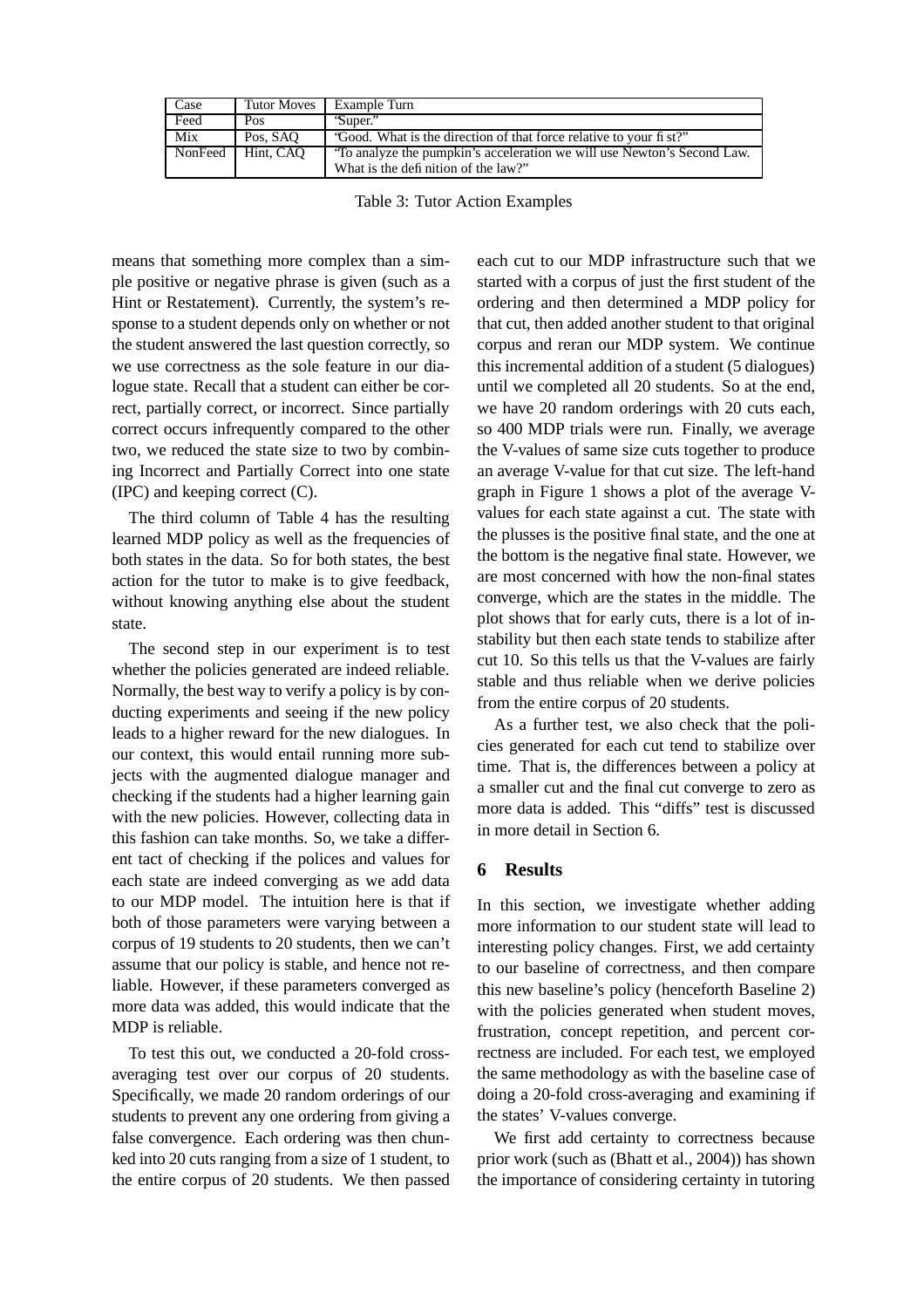| Case | Tutor Moves | Example Turn |
|---|---|---|
| Feed | Pos | "Super." |
| Mix | Pos, SAQ | "Good. What is the direction of that force relative to your fist?" |
| NonFeed | Hint, CAQ | "To analyze the pumpkin's acceleration we will use Newton's Second Law. What is the definition of the law?" |

Table 3: Tutor Action Examples

means that something more complex than a simple positive or negative phrase is given (such as a Hint or Restatement). Currently, the system's response to a student depends only on whether or not the student answered the last question correctly, so we use correctness as the sole feature in our dialogue state. Recall that a student can either be correct, partially correct, or incorrect. Since partially correct occurs infrequently compared to the other two, we reduced the state size to two by combining Incorrect and Partially Correct into one state (IPC) and keeping correct (C).

The third column of Table 4 has the resulting learned MDP policy as well as the frequencies of both states in the data. So for both states, the best action for the tutor to make is to give feedback, without knowing anything else about the student state.

The second step in our experiment is to test whether the policies generated are indeed reliable. Normally, the best way to verify a policy is by conducting experiments and seeing if the new policy leads to a higher reward for the new dialogues. In our context, this would entail running more subjects with the augmented dialogue manager and checking if the students had a higher learning gain with the new policies. However, collecting data in this fashion can take months. So, we take a different tact of checking if the polices and values for each state are indeed converging as we add data to our MDP model. The intuition here is that if both of those parameters were varying between a corpus of 19 students to 20 students, then we can't assume that our policy is stable, and hence not reliable. However, if these parameters converged as more data was added, this would indicate that the MDP is reliable.

To test this out, we conducted a 20-fold cross-averaging test over our corpus of 20 students. Specifically, we made 20 random orderings of our students to prevent any one ordering from giving a false convergence. Each ordering was then chunked into 20 cuts ranging from a size of 1 student, to the entire corpus of 20 students. We then passed each cut to our MDP infrastructure such that we started with a corpus of just the first student of the ordering and then determined a MDP policy for that cut, then added another student to that original corpus and reran our MDP system. We continue this incremental addition of a student (5 dialogues) until we completed all 20 students. So at the end, we have 20 random orderings with 20 cuts each, so 400 MDP trials were run. Finally, we average the V-values of same size cuts together to produce an average V-value for that cut size. The left-hand graph in Figure 1 shows a plot of the average V-values for each state against a cut. The state with the plusses is the positive final state, and the one at the bottom is the negative final state. However, we are most concerned with how the non-final states converge, which are the states in the middle. The plot shows that for early cuts, there is a lot of instability but then each state tends to stabilize after cut 10. So this tells us that the V-values are fairly stable and thus reliable when we derive policies from the entire corpus of 20 students.

As a further test, we also check that the policies generated for each cut tend to stabilize over time. That is, the differences between a policy at a smaller cut and the final cut converge to zero as more data is added. This "diffs" test is discussed in more detail in Section 6.

## 6 Results

In this section, we investigate whether adding more information to our student state will lead to interesting policy changes. First, we add certainty to our baseline of correctness, and then compare this new baseline's policy (henceforth Baseline 2) with the policies generated when student moves, frustration, concept repetition, and percent correctness are included. For each test, we employed the same methodology as with the baseline case of doing a 20-fold cross-averaging and examining if the states' V-values converge.

We first add certainty to correctness because prior work (such as (Bhatt et al., 2004)) has shown the importance of considering certainty in tutoring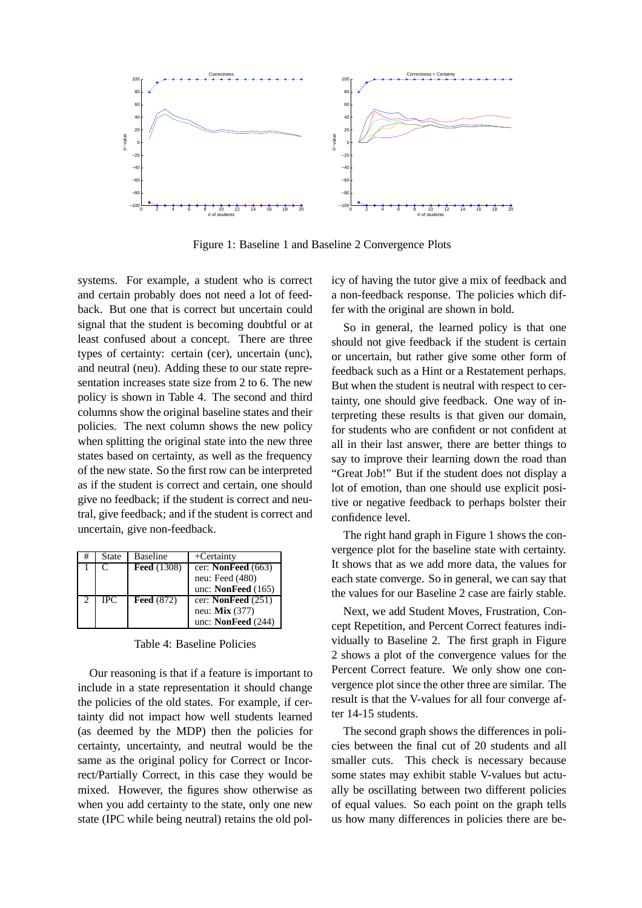Figure 1: Baseline 1 and Baseline 2 Convergence Plots

systems. For example, a student who is correct and certain probably does not need a lot of feedback. But one that is correct but uncertain could signal that the student is becoming doubtful or at least confused about a concept. There are three types of certainty: certain (cer), uncertain (unc), and neutral (neu). Adding these to our state representation increases state size from 2 to 6. The new policy is shown in Table 4. The second and third columns show the original baseline states and their policies. The next column shows the new policy when splitting the original state into the new three states based on certainty, as well as the frequency of the new state. So the first row can be interpreted as if the student is correct and certain, one should give no feedback; if the student is correct and neutral, give feedback; and if the student is correct and uncertain, give non-feedback.

| # | State | Baseline | +Certainty |
|---|---|---|---|
| 1 | C | **Feed** (1308) | cer: **NonFeed** (663)<br>neu: Feed (480)<br>unc: **NonFeed** (165) |
| 2 | IPC | **Feed** (872) | cer: **NonFeed** (251)<br>neu: **Mix** (377)<br>unc: **NonFeed** (244) |

Table 4: Baseline Policies

Our reasoning is that if a feature is important to include in a state representation it should change the policies of the old states. For example, if certainty did not impact how well students learned (as deemed by the MDP) then the policies for certainty, uncertainty, and neutral would be the same as the original policy for Correct or Incorrect/Partially Correct, in this case they would be mixed. However, the figures show otherwise as when you add certainty to the state, only one new state (IPC while being neutral) retains the old policy of having the tutor give a mix of feedback and a non-feedback response. The policies which differ with the original are shown in bold.

So in general, the learned policy is that one should not give feedback if the student is certain or uncertain, but rather give some other form of feedback such as a Hint or a Restatement perhaps. But when the student is neutral with respect to certainty, one should give feedback. One way of interpreting these results is that given our domain, for students who are confident or not confident at all in their last answer, there are better things to say to improve their learning down the road than "Great Job!" But if the student does not display a lot of emotion, than one should use explicit positive or negative feedback to perhaps bolster their confidence level.

The right hand graph in Figure 1 shows the convergence plot for the baseline state with certainty. It shows that as we add more data, the values for each state converge. So in general, we can say that the values for our Baseline 2 case are fairly stable.

Next, we add Student Moves, Frustration, Concept Repetition, and Percent Correct features individually to Baseline 2. The first graph in Figure 2 shows a plot of the convergence values for the Percent Correct feature. We only show one convergence plot since the other three are similar. The result is that the V-values for all four converge after 14-15 students.

The second graph shows the differences in policies between the final cut of 20 students and all smaller cuts. This check is necessary because some states may exhibit stable V-values but actually be oscillating between two different policies of equal values. So each point on the graph tells us how many differences in policies there are be-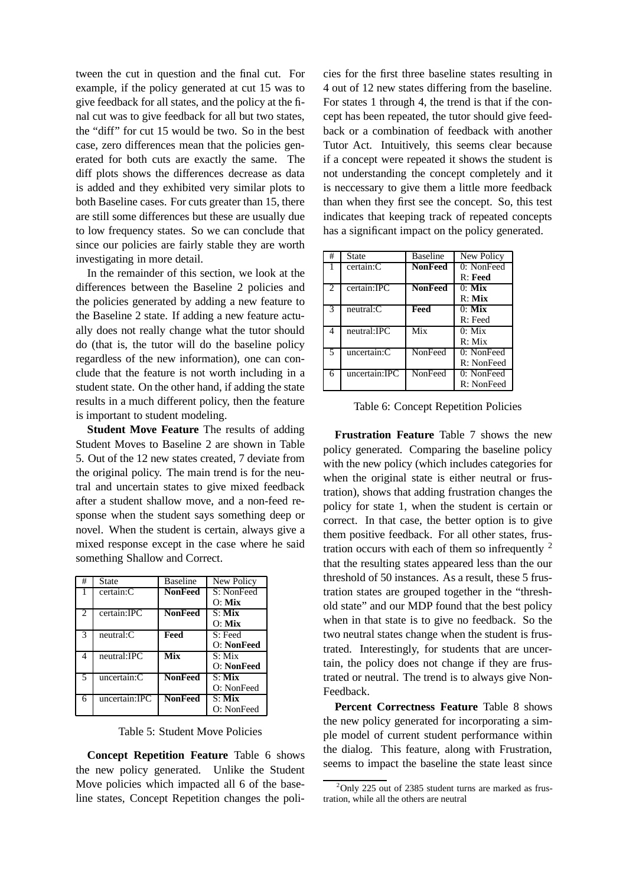tween the cut in question and the final cut. For example, if the policy generated at cut 15 was to give feedback for all states, and the policy at the final cut was to give feedback for all but two states, the "diff" for cut 15 would be two. So in the best case, zero differences mean that the policies generated for both cuts are exactly the same. The diff plots shows the differences decrease as data is added and they exhibited very similar plots to both Baseline cases. For cuts greater than 15, there are still some differences but these are usually due to low frequency states. So we can conclude that since our policies are fairly stable they are worth investigating in more detail.

In the remainder of this section, we look at the differences between the Baseline 2 policies and the policies generated by adding a new feature to the Baseline 2 state. If adding a new feature actually does not really change what the tutor should do (that is, the tutor will do the baseline policy regardless of the new information), one can conclude that the feature is not worth including in a student state. On the other hand, if adding the state results in a much different policy, then the feature is important to student modeling.

**Student Move Feature** The results of adding Student Moves to Baseline 2 are shown in Table 5. Out of the 12 new states created, 7 deviate from the original policy. The main trend is for the neutral and uncertain states to give mixed feedback after a student shallow move, and a non-feed response when the student says something deep or novel. When the student is certain, always give a mixed response except in the case where he said something Shallow and Correct.

| # | State | Baseline | New Policy |
|---|---|---|---|
| 1 | certain:C | **NonFeed** | S: NonFeed<br>O: **Mix** |
| 2 | certain:IPC | **NonFeed** | S: **Mix**<br>O: **Mix** |
| 3 | neutral:C | **Feed** | S: Feed<br>O: **NonFeed** |
| 4 | neutral:IPC | **Mix** | S: Mix<br>O: **NonFeed** |
| 5 | uncertain:C | **NonFeed** | S: **Mix**<br>O: NonFeed |
| 6 | uncertain:IPC | **NonFeed** | S: **Mix**<br>O: NonFeed |

Table 5: Student Move Policies

**Concept Repetition Feature** Table 6 shows the new policy generated. Unlike the Student Move policies which impacted all 6 of the baseline states, Concept Repetition changes the policies for the first three baseline states resulting in 4 out of 12 new states differing from the baseline. For states 1 through 4, the trend is that if the concept has been repeated, the tutor should give feedback or a combination of feedback with another Tutor Act. Intuitively, this seems clear because if a concept were repeated it shows the student is not understanding the concept completely and it is neccessary to give them a little more feedback than when they first see the concept. So, this test indicates that keeping track of repeated concepts has a significant impact on the policy generated.

| # | State | Baseline | New Policy |
|---|---|---|---|
| 1 | certain:C | **NonFeed** | 0: NonFeed<br>R: **Feed** |
| 2 | certain:IPC | **NonFeed** | 0: **Mix**<br>R: **Mix** |
| 3 | neutral:C | **Feed** | 0: **Mix**<br>R: Feed |
| 4 | neutral:IPC | Mix | 0: Mix<br>R: Mix |
| 5 | uncertain:C | NonFeed | 0: NonFeed<br>R: NonFeed |
| 6 | uncertain:IPC | NonFeed | 0: NonFeed<br>R: NonFeed |

Table 6: Concept Repetition Policies

**Frustration Feature** Table 7 shows the new policy generated. Comparing the baseline policy with the new policy (which includes categories for when the original state is either neutral or frustration), shows that adding frustration changes the policy for state 1, when the student is certain or correct. In that case, the better option is to give them positive feedback. For all other states, frustration occurs with each of them so infrequently [2] that the resulting states appeared less than the our threshold of 50 instances. As a result, these 5 frustration states are grouped together in the "threshold state" and our MDP found that the best policy when in that state is to give no feedback. So the two neutral states change when the student is frustrated. Interestingly, for students that are uncertain, the policy does not change if they are frustrated or neutral. The trend is to always give NonFeedback.

**Percent Correctness Feature** Table 8 shows the new policy generated for incorporating a simple model of current student performance within the dialog. This feature, along with Frustration, seems to impact the baseline the state least since

[2] Only 225 out of 2385 student turns are marked as frustration, while all the others are neutral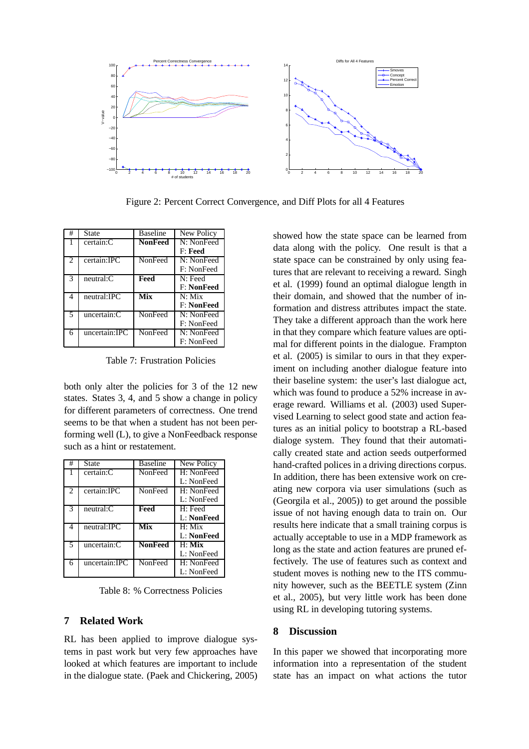Figure 2: Percent Correct Convergence, and Diff Plots for all 4 Features

| # | State | Baseline | New Policy |
|---|---|---|---|
| 1 | certain:C | **NonFeed** | N: NonFeed<br>F: **Feed** |
| 2 | certain:IPC | NonFeed | N: NonFeed<br>F: NonFeed |
| 3 | neutral:C | **Feed** | N: Feed<br>F: **NonFeed** |
| 4 | neutral:IPC | **Mix** | N: Mix<br>F: **NonFeed** |
| 5 | uncertain:C | NonFeed | N: NonFeed<br>F: NonFeed |
| 6 | uncertain:IPC | NonFeed | N: NonFeed<br>F: NonFeed |

Table 7: Frustration Policies

both only alter the policies for 3 of the 12 new states. States 3, 4, and 5 show a change in policy for different parameters of correctness. One trend seems to be that when a student has not been performing well (L), to give a NonFeedback response such as a hint or restatement.

| # | State | Baseline | New Policy |
|---|---|---|---|
| 1 | certain:C | NonFeed | H: NonFeed<br>L: NonFeed |
| 2 | certain:IPC | NonFeed | H: NonFeed<br>L: NonFeed |
| 3 | neutral:C | **Feed** | H: Feed<br>L: **NonFeed** |
| 4 | neutral:IPC | **Mix** | H: Mix<br>L: **NonFeed** |
| 5 | uncertain:C | **NonFeed** | H: **Mix**<br>L: NonFeed |
| 6 | uncertain:IPC | NonFeed | H: NonFeed<br>L: NonFeed |

Table 8: % Correctness Policies

## 7 Related Work

RL has been applied to improve dialogue systems in past work but very few approaches have looked at which features are important to include in the dialogue state. (Paek and Chickering, 2005) showed how the state space can be learned from data along with the policy. One result is that a state space can be constrained by only using features that are relevant to receiving a reward. Singh et al. (1999) found an optimal dialogue length in their domain, and showed that the number of information and distress attributes impact the state. They take a different approach than the work here in that they compare which feature values are optimal for different points in the dialogue. Frampton et al. (2005) is similar to ours in that they experiment on including another dialogue feature into their baseline system: the user's last dialogue act, which was found to produce a 52% increase in average reward. Williams et al. (2003) used Supervised Learning to select good state and action features as an initial policy to bootstrap a RL-based dialoge system. They found that their automatically created state and action seeds outperformed hand-crafted polices in a driving directions corpus. In addition, there has been extensive work on creating new corpora via user simulations (such as (Georgila et al., 2005)) to get around the possible issue of not having enough data to train on. Our results here indicate that a small training corpus is actually acceptable to use in a MDP framework as long as the state and action features are pruned effectively. The use of features such as context and student moves is nothing new to the ITS community however, such as the BEETLE system (Zinn et al., 2005), but very little work has been done using RL in developing tutoring systems.

## 8 Discussion

In this paper we showed that incorporating more information into a representation of the student state has an impact on what actions the tutor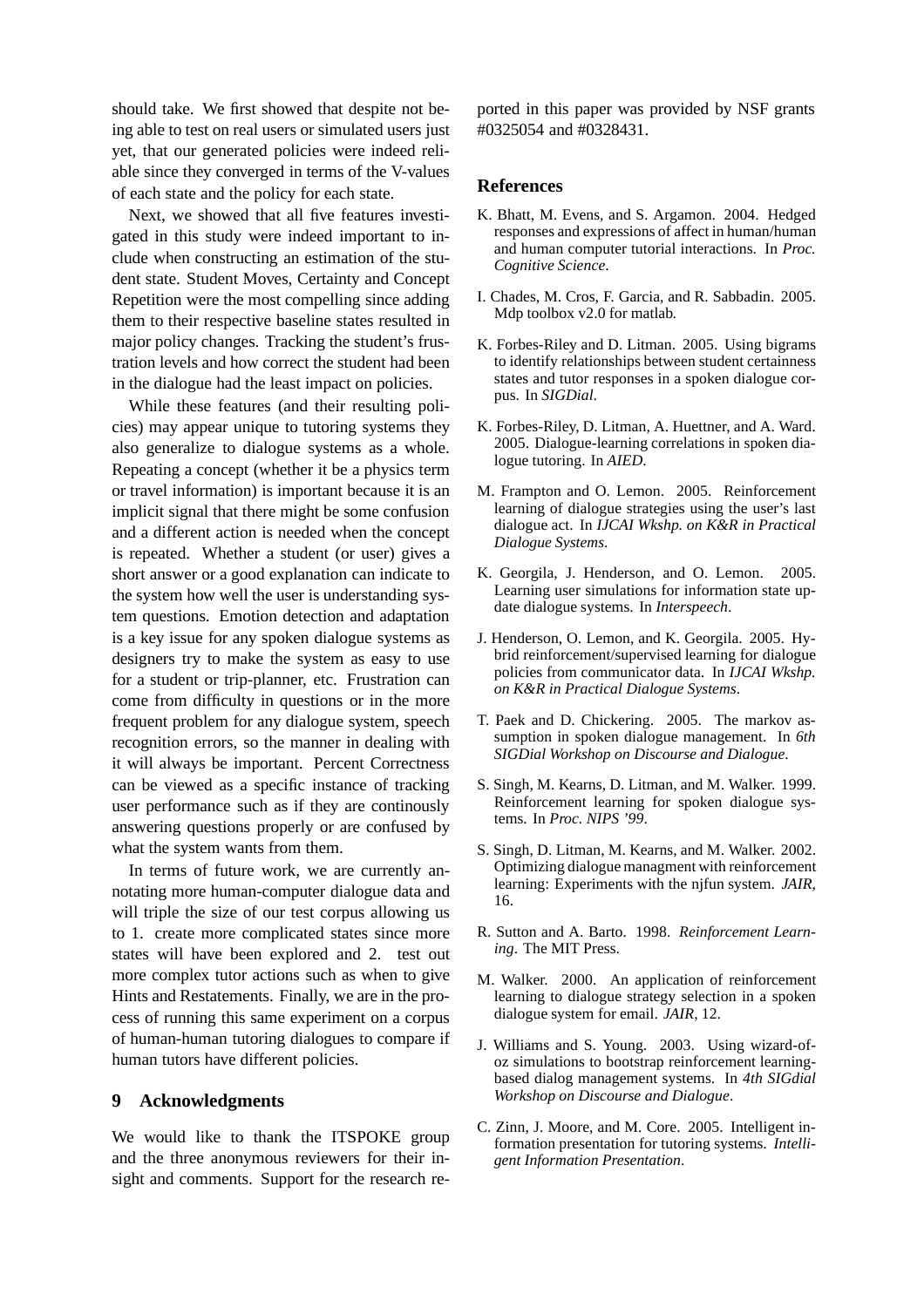should take. We first showed that despite not being able to test on real users or simulated users just yet, that our generated policies were indeed reliable since they converged in terms of the V-values of each state and the policy for each state.

Next, we showed that all five features investigated in this study were indeed important to include when constructing an estimation of the student state. Student Moves, Certainty and Concept Repetition were the most compelling since adding them to their respective baseline states resulted in major policy changes. Tracking the student's frustration levels and how correct the student had been in the dialogue had the least impact on policies.

While these features (and their resulting policies) may appear unique to tutoring systems they also generalize to dialogue systems as a whole. Repeating a concept (whether it be a physics term or travel information) is important because it is an implicit signal that there might be some confusion and a different action is needed when the concept is repeated. Whether a student (or user) gives a short answer or a good explanation can indicate to the system how well the user is understanding system questions. Emotion detection and adaptation is a key issue for any spoken dialogue systems as designers try to make the system as easy to use for a student or trip-planner, etc. Frustration can come from difficulty in questions or in the more frequent problem for any dialogue system, speech recognition errors, so the manner in dealing with it will always be important. Percent Correctness can be viewed as a specific instance of tracking user performance such as if they are continously answering questions properly or are confused by what the system wants from them.

In terms of future work, we are currently annotating more human-computer dialogue data and will triple the size of our test corpus allowing us to 1. create more complicated states since more states will have been explored and 2. test out more complex tutor actions such as when to give Hints and Restatements. Finally, we are in the process of running this same experiment on a corpus of human-human tutoring dialogues to compare if human tutors have different policies.

## 9 Acknowledgments

We would like to thank the ITSPOKE group and the three anonymous reviewers for their insight and comments. Support for the research reported in this paper was provided by NSF grants #0325054 and #0328431.

## References

K. Bhatt, M. Evens, and S. Argamon. 2004. Hedged responses and expressions of affect in human/human and human computer tutorial interactions. In *Proc. Cognitive Science*.

I. Chades, M. Cros, F. Garcia, and R. Sabbadin. 2005. Mdp toolbox v2.0 for matlab.

K. Forbes-Riley and D. Litman. 2005. Using bigrams to identify relationships between student certainness states and tutor responses in a spoken dialogue corpus. In *SIGDial*.

K. Forbes-Riley, D. Litman, A. Huettner, and A. Ward. 2005. Dialogue-learning correlations in spoken dialogue tutoring. In *AIED*.

M. Frampton and O. Lemon. 2005. Reinforcement learning of dialogue strategies using the user's last dialogue act. In *IJCAI Wkshp. on K&R in Practical Dialogue Systems*.

K. Georgila, J. Henderson, and O. Lemon. 2005. Learning user simulations for information state update dialogue systems. In *Interspeech*.

J. Henderson, O. Lemon, and K. Georgila. 2005. Hybrid reinforcement/supervised learning for dialogue policies from communicator data. In *IJCAI Wkshp. on K&R in Practical Dialogue Systems*.

T. Paek and D. Chickering. 2005. The markov assumption in spoken dialogue management. In *6th SIGDial Workshop on Discourse and Dialogue*.

S. Singh, M. Kearns, D. Litman, and M. Walker. 1999. Reinforcement learning for spoken dialogue systems. In *Proc. NIPS '99*.

S. Singh, D. Litman, M. Kearns, and M. Walker. 2002. Optimizing dialogue managment with reinforcement learning: Experiments with the njfun system. *JAIR*, 16.

R. Sutton and A. Barto. 1998. *Reinforcement Learning*. The MIT Press.

M. Walker. 2000. An application of reinforcement learning to dialogue strategy selection in a spoken dialogue system for email. *JAIR*, 12.

J. Williams and S. Young. 2003. Using wizard-of-oz simulations to bootstrap reinforcement learning-based dialog management systems. In *4th SIGdial Workshop on Discourse and Dialogue*.

C. Zinn, J. Moore, and M. Core. 2005. Intelligent information presentation for tutoring systems. *Intelligent Information Presentation*.